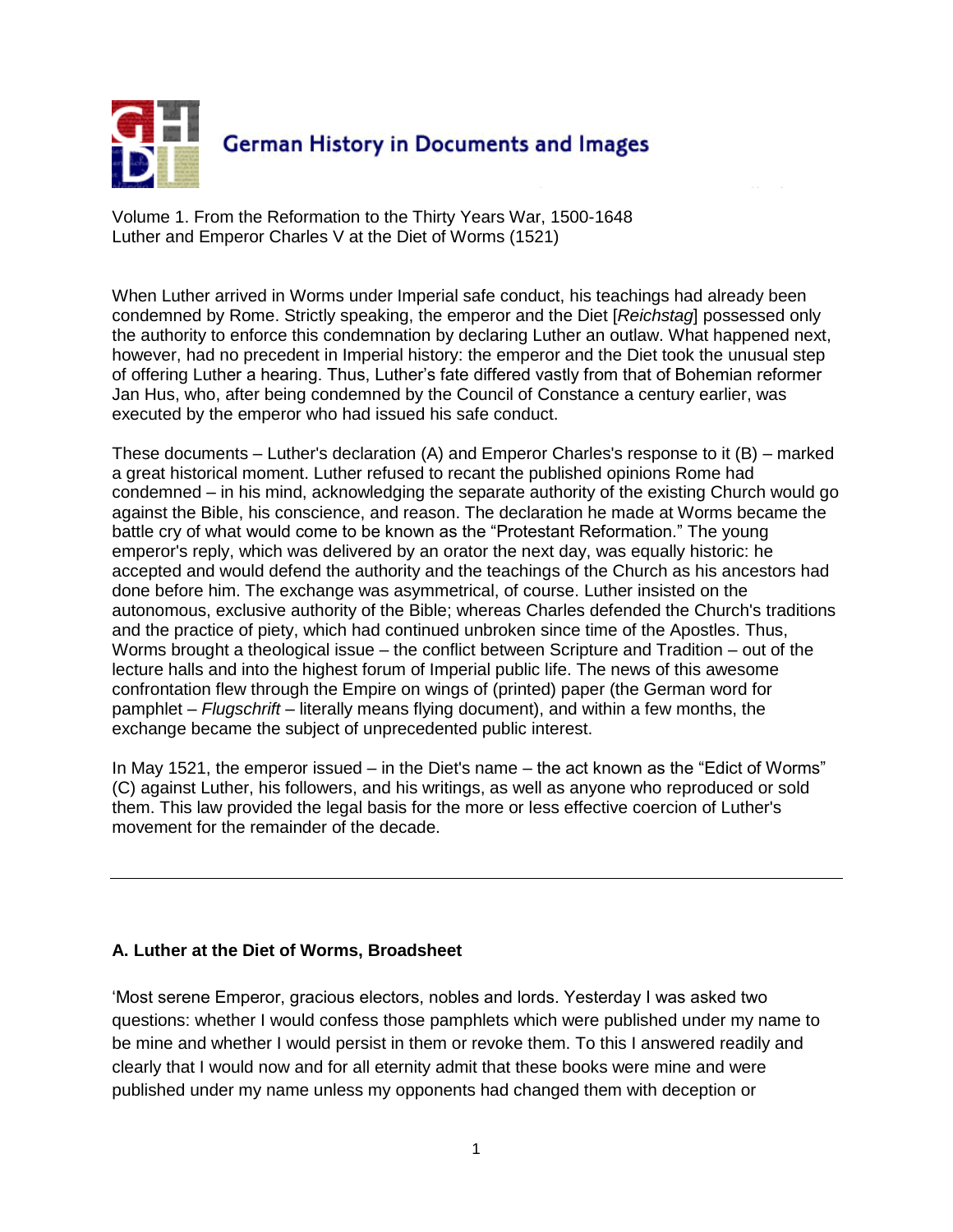# German History in Documents and Images

Volume 1. From the Reformation to the Thirty Years War, 1500-1648
Luther and Emperor Charles V at the Diet of Worms (1521)

When Luther arrived in Worms under Imperial safe conduct, his teachings had already been condemned by Rome. Strictly speaking, the emperor and the Diet [*Reichstag*] possessed only the authority to enforce this condemnation by declaring Luther an outlaw. What happened next, however, had no precedent in Imperial history: the emperor and the Diet took the unusual step of offering Luther a hearing. Thus, Luther's fate differed vastly from that of Bohemian reformer Jan Hus, who, after being condemned by the Council of Constance a century earlier, was executed by the emperor who had issued his safe conduct.

These documents – Luther's declaration (A) and Emperor Charles's response to it (B) – marked a great historical moment. Luther refused to recant the published opinions Rome had condemned – in his mind, acknowledging the separate authority of the existing Church would go against the Bible, his conscience, and reason. The declaration he made at Worms became the battle cry of what would come to be known as the "Protestant Reformation." The young emperor's reply, which was delivered by an orator the next day, was equally historic: he accepted and would defend the authority and the teachings of the Church as his ancestors had done before him. The exchange was asymmetrical, of course. Luther insisted on the autonomous, exclusive authority of the Bible; whereas Charles defended the Church's traditions and the practice of piety, which had continued unbroken since time of the Apostles. Thus, Worms brought a theological issue – the conflict between Scripture and Tradition – out of the lecture halls and into the highest forum of Imperial public life. The news of this awesome confrontation flew through the Empire on wings of (printed) paper (the German word for pamphlet – *Flugschrift* – literally means flying document), and within a few months, the exchange became the subject of unprecedented public interest.

In May 1521, the emperor issued – in the Diet's name – the act known as the "Edict of Worms" (C) against Luther, his followers, and his writings, as well as anyone who reproduced or sold them. This law provided the legal basis for the more or less effective coercion of Luther's movement for the remainder of the decade.

---

**A. Luther at the Diet of Worms, Broadsheet**

'Most serene Emperor, gracious electors, nobles and lords. Yesterday I was asked two questions: whether I would confess those pamphlets which were published under my name to be mine and whether I would persist in them or revoke them. To this I answered readily and clearly that I would now and for all eternity admit that these books were mine and were published under my name unless my opponents had changed them with deception or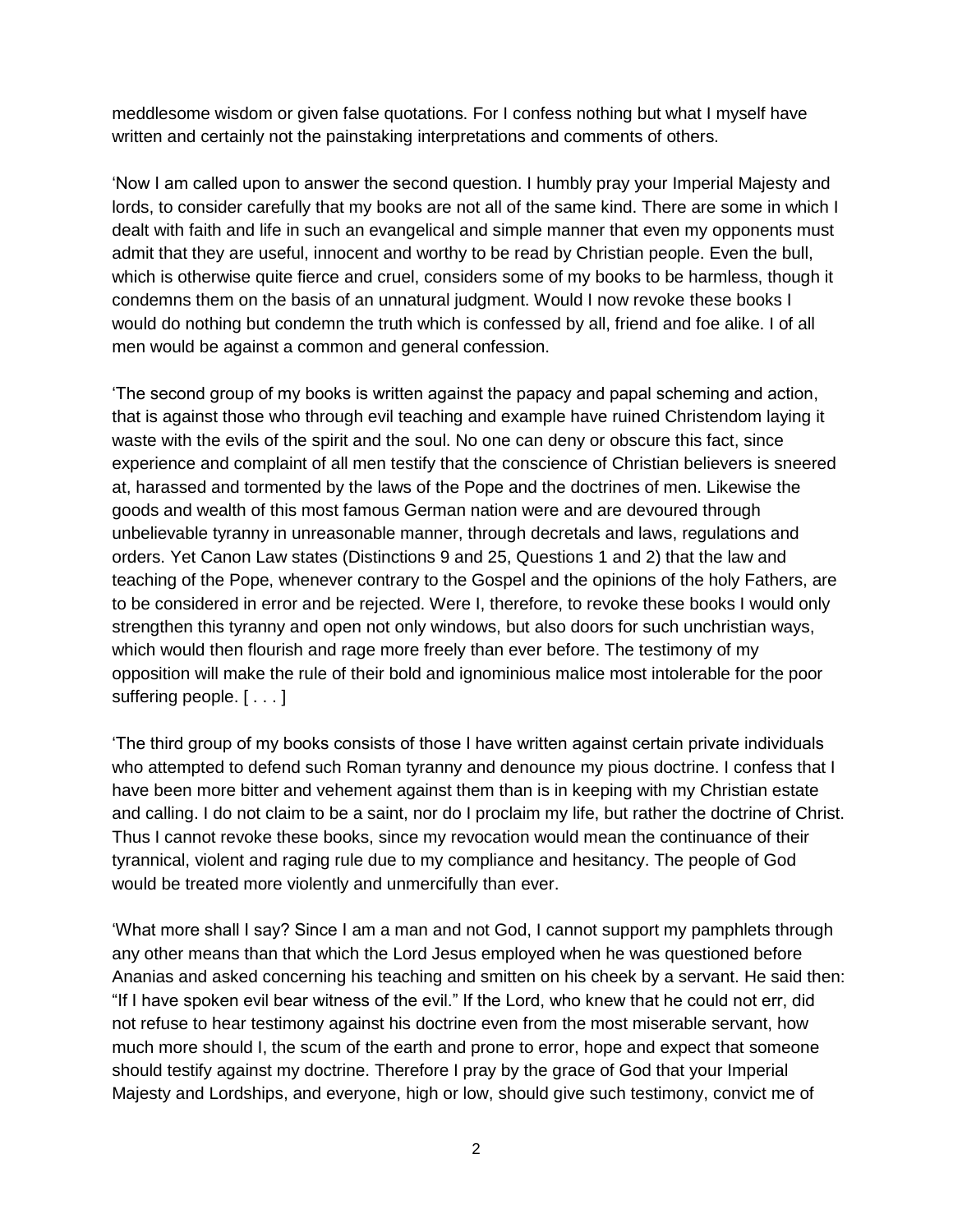meddlesome wisdom or given false quotations. For I confess nothing but what I myself have written and certainly not the painstaking interpretations and comments of others.

'Now I am called upon to answer the second question. I humbly pray your Imperial Majesty and lords, to consider carefully that my books are not all of the same kind. There are some in which I dealt with faith and life in such an evangelical and simple manner that even my opponents must admit that they are useful, innocent and worthy to be read by Christian people. Even the bull, which is otherwise quite fierce and cruel, considers some of my books to be harmless, though it condemns them on the basis of an unnatural judgment. Would I now revoke these books I would do nothing but condemn the truth which is confessed by all, friend and foe alike. I of all men would be against a common and general confession.

'The second group of my books is written against the papacy and papal scheming and action, that is against those who through evil teaching and example have ruined Christendom laying it waste with the evils of the spirit and the soul. No one can deny or obscure this fact, since experience and complaint of all men testify that the conscience of Christian believers is sneered at, harassed and tormented by the laws of the Pope and the doctrines of men. Likewise the goods and wealth of this most famous German nation were and are devoured through unbelievable tyranny in unreasonable manner, through decretals and laws, regulations and orders. Yet Canon Law states (Distinctions 9 and 25, Questions 1 and 2) that the law and teaching of the Pope, whenever contrary to the Gospel and the opinions of the holy Fathers, are to be considered in error and be rejected. Were I, therefore, to revoke these books I would only strengthen this tyranny and open not only windows, but also doors for such unchristian ways, which would then flourish and rage more freely than ever before. The testimony of my opposition will make the rule of their bold and ignominious malice most intolerable for the poor suffering people. [ . . . ]

'The third group of my books consists of those I have written against certain private individuals who attempted to defend such Roman tyranny and denounce my pious doctrine. I confess that I have been more bitter and vehement against them than is in keeping with my Christian estate and calling. I do not claim to be a saint, nor do I proclaim my life, but rather the doctrine of Christ. Thus I cannot revoke these books, since my revocation would mean the continuance of their tyrannical, violent and raging rule due to my compliance and hesitancy. The people of God would be treated more violently and unmercifully than ever.

'What more shall I say? Since I am a man and not God, I cannot support my pamphlets through any other means than that which the Lord Jesus employed when he was questioned before Ananias and asked concerning his teaching and smitten on his cheek by a servant. He said then: "If I have spoken evil bear witness of the evil." If the Lord, who knew that he could not err, did not refuse to hear testimony against his doctrine even from the most miserable servant, how much more should I, the scum of the earth and prone to error, hope and expect that someone should testify against my doctrine. Therefore I pray by the grace of God that your Imperial Majesty and Lordships, and everyone, high or low, should give such testimony, convict me of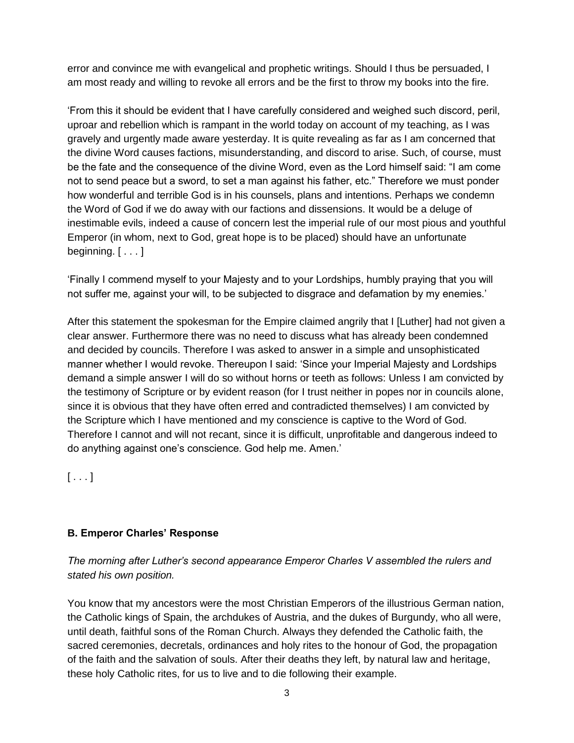error and convince me with evangelical and prophetic writings. Should I thus be persuaded, I am most ready and willing to revoke all errors and be the first to throw my books into the fire.

'From this it should be evident that I have carefully considered and weighed such discord, peril, uproar and rebellion which is rampant in the world today on account of my teaching, as I was gravely and urgently made aware yesterday. It is quite revealing as far as I am concerned that the divine Word causes factions, misunderstanding, and discord to arise. Such, of course, must be the fate and the consequence of the divine Word, even as the Lord himself said: "I am come not to send peace but a sword, to set a man against his father, etc." Therefore we must ponder how wonderful and terrible God is in his counsels, plans and intentions. Perhaps we condemn the Word of God if we do away with our factions and dissensions. It would be a deluge of inestimable evils, indeed a cause of concern lest the imperial rule of our most pious and youthful Emperor (in whom, next to God, great hope is to be placed) should have an unfortunate beginning. [ . . . ]

'Finally I commend myself to your Majesty and to your Lordships, humbly praying that you will not suffer me, against your will, to be subjected to disgrace and defamation by my enemies.'

After this statement the spokesman for the Empire claimed angrily that I [Luther] had not given a clear answer. Furthermore there was no need to discuss what has already been condemned and decided by councils. Therefore I was asked to answer in a simple and unsophisticated manner whether I would revoke. Thereupon I said: 'Since your Imperial Majesty and Lordships demand a simple answer I will do so without horns or teeth as follows: Unless I am convicted by the testimony of Scripture or by evident reason (for I trust neither in popes nor in councils alone, since it is obvious that they have often erred and contradicted themselves) I am convicted by the Scripture which I have mentioned and my conscience is captive to the Word of God. Therefore I cannot and will not recant, since it is difficult, unprofitable and dangerous indeed to do anything against one's conscience. God help me. Amen.'

[ . . . ]

### B. Emperor Charles' Response

*The morning after Luther's second appearance Emperor Charles V assembled the rulers and stated his own position.*

You know that my ancestors were the most Christian Emperors of the illustrious German nation, the Catholic kings of Spain, the archdukes of Austria, and the dukes of Burgundy, who all were, until death, faithful sons of the Roman Church. Always they defended the Catholic faith, the sacred ceremonies, decretals, ordinances and holy rites to the honour of God, the propagation of the faith and the salvation of souls. After their deaths they left, by natural law and heritage, these holy Catholic rites, for us to live and to die following their example.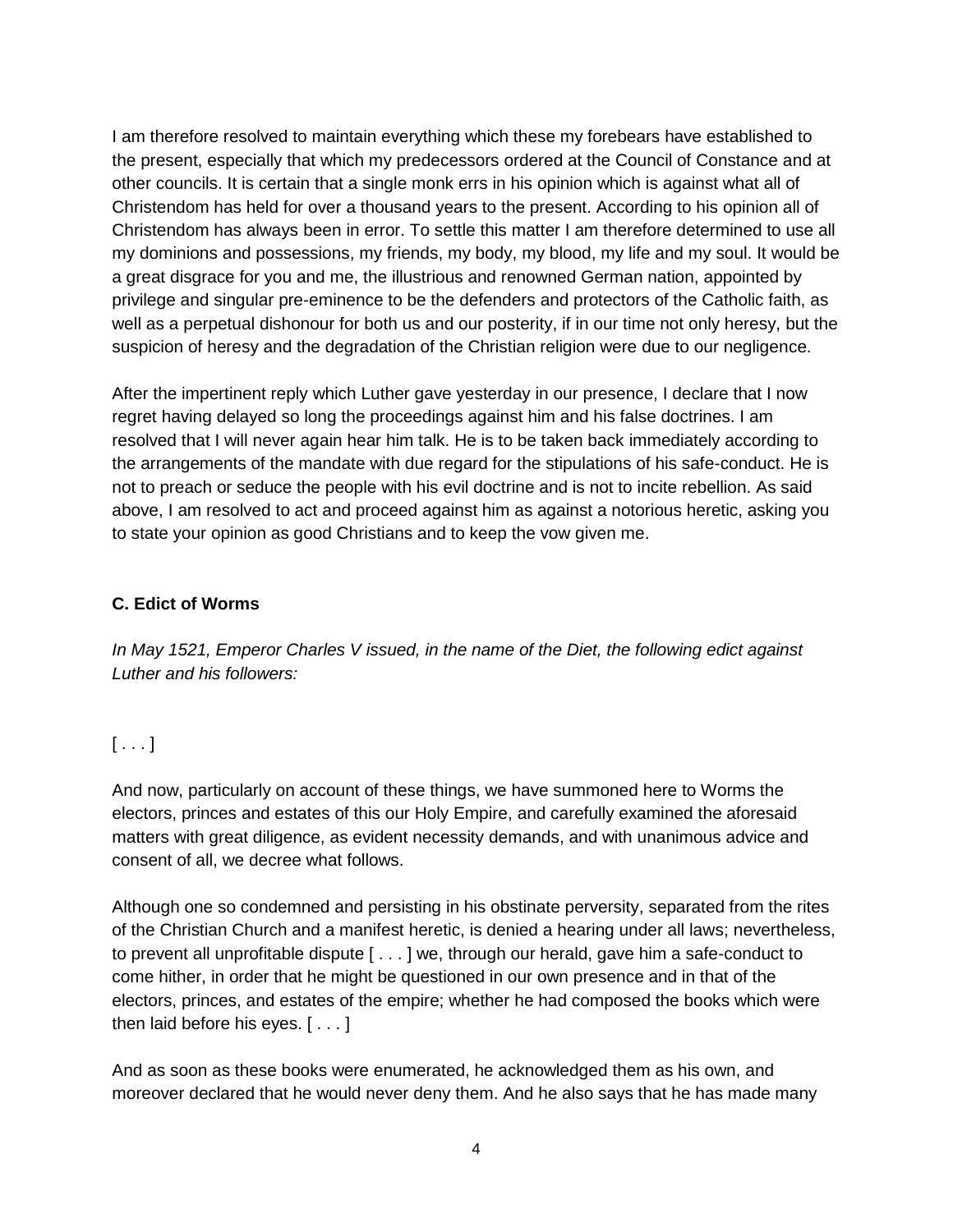I am therefore resolved to maintain everything which these my forebears have established to the present, especially that which my predecessors ordered at the Council of Constance and at other councils. It is certain that a single monk errs in his opinion which is against what all of Christendom has held for over a thousand years to the present. According to his opinion all of Christendom has always been in error. To settle this matter I am therefore determined to use all my dominions and possessions, my friends, my body, my blood, my life and my soul. It would be a great disgrace for you and me, the illustrious and renowned German nation, appointed by privilege and singular pre-eminence to be the defenders and protectors of the Catholic faith, as well as a perpetual dishonour for both us and our posterity, if in our time not only heresy, but the suspicion of heresy and the degradation of the Christian religion were due to our negligence.

After the impertinent reply which Luther gave yesterday in our presence, I declare that I now regret having delayed so long the proceedings against him and his false doctrines. I am resolved that I will never again hear him talk. He is to be taken back immediately according to the arrangements of the mandate with due regard for the stipulations of his safe-conduct. He is not to preach or seduce the people with his evil doctrine and is not to incite rebellion. As said above, I am resolved to act and proceed against him as against a notorious heretic, asking you to state your opinion as good Christians and to keep the vow given me.

### C. Edict of Worms

*In May 1521, Emperor Charles V issued, in the name of the Diet, the following edict against Luther and his followers:*

[ . . . ]

And now, particularly on account of these things, we have summoned here to Worms the electors, princes and estates of this our Holy Empire, and carefully examined the aforesaid matters with great diligence, as evident necessity demands, and with unanimous advice and consent of all, we decree what follows.

Although one so condemned and persisting in his obstinate perversity, separated from the rites of the Christian Church and a manifest heretic, is denied a hearing under all laws; nevertheless, to prevent all unprofitable dispute [ . . . ] we, through our herald, gave him a safe-conduct to come hither, in order that he might be questioned in our own presence and in that of the electors, princes, and estates of the empire; whether he had composed the books which were then laid before his eyes. [ . . . ]

And as soon as these books were enumerated, he acknowledged them as his own, and moreover declared that he would never deny them. And he also says that he has made many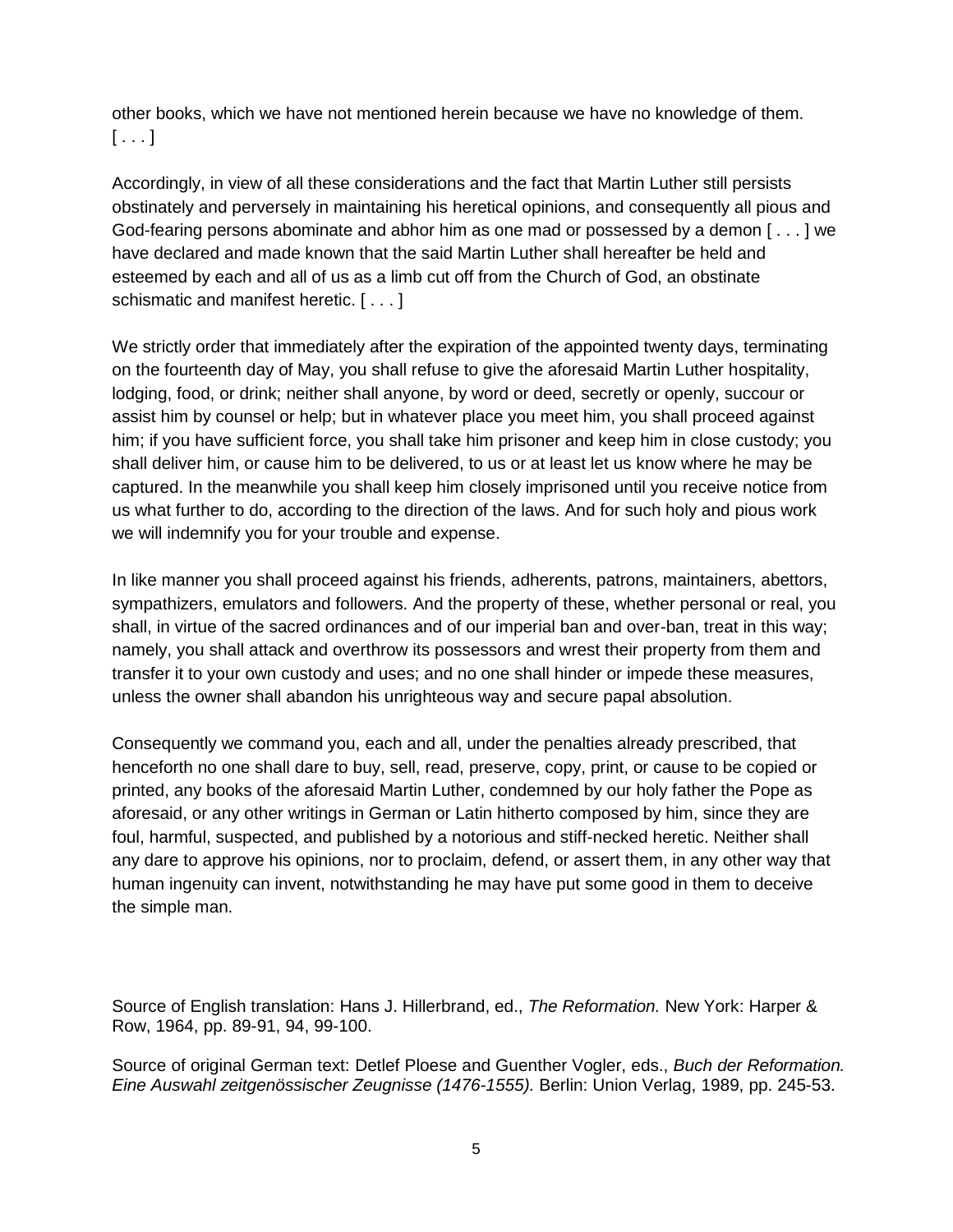other books, which we have not mentioned herein because we have no knowledge of them. [ . . . ]

Accordingly, in view of all these considerations and the fact that Martin Luther still persists obstinately and perversely in maintaining his heretical opinions, and consequently all pious and God-fearing persons abominate and abhor him as one mad or possessed by a demon [ . . . ] we have declared and made known that the said Martin Luther shall hereafter be held and esteemed by each and all of us as a limb cut off from the Church of God, an obstinate schismatic and manifest heretic. [ . . . ]

We strictly order that immediately after the expiration of the appointed twenty days, terminating on the fourteenth day of May, you shall refuse to give the aforesaid Martin Luther hospitality, lodging, food, or drink; neither shall anyone, by word or deed, secretly or openly, succour or assist him by counsel or help; but in whatever place you meet him, you shall proceed against him; if you have sufficient force, you shall take him prisoner and keep him in close custody; you shall deliver him, or cause him to be delivered, to us or at least let us know where he may be captured. In the meanwhile you shall keep him closely imprisoned until you receive notice from us what further to do, according to the direction of the laws. And for such holy and pious work we will indemnify you for your trouble and expense.

In like manner you shall proceed against his friends, adherents, patrons, maintainers, abettors, sympathizers, emulators and followers. And the property of these, whether personal or real, you shall, in virtue of the sacred ordinances and of our imperial ban and over-ban, treat in this way; namely, you shall attack and overthrow its possessors and wrest their property from them and transfer it to your own custody and uses; and no one shall hinder or impede these measures, unless the owner shall abandon his unrighteous way and secure papal absolution.

Consequently we command you, each and all, under the penalties already prescribed, that henceforth no one shall dare to buy, sell, read, preserve, copy, print, or cause to be copied or printed, any books of the aforesaid Martin Luther, condemned by our holy father the Pope as aforesaid, or any other writings in German or Latin hitherto composed by him, since they are foul, harmful, suspected, and published by a notorious and stiff-necked heretic. Neither shall any dare to approve his opinions, nor to proclaim, defend, or assert them, in any other way that human ingenuity can invent, notwithstanding he may have put some good in them to deceive the simple man.

Source of English translation: Hans J. Hillerbrand, ed., *The Reformation.* New York: Harper & Row, 1964, pp. 89-91, 94, 99-100.

Source of original German text: Detlef Ploese and Guenther Vogler, eds., *Buch der Reformation. Eine Auswahl zeitgenössischer Zeugnisse (1476-1555).* Berlin: Union Verlag, 1989, pp. 245-53.